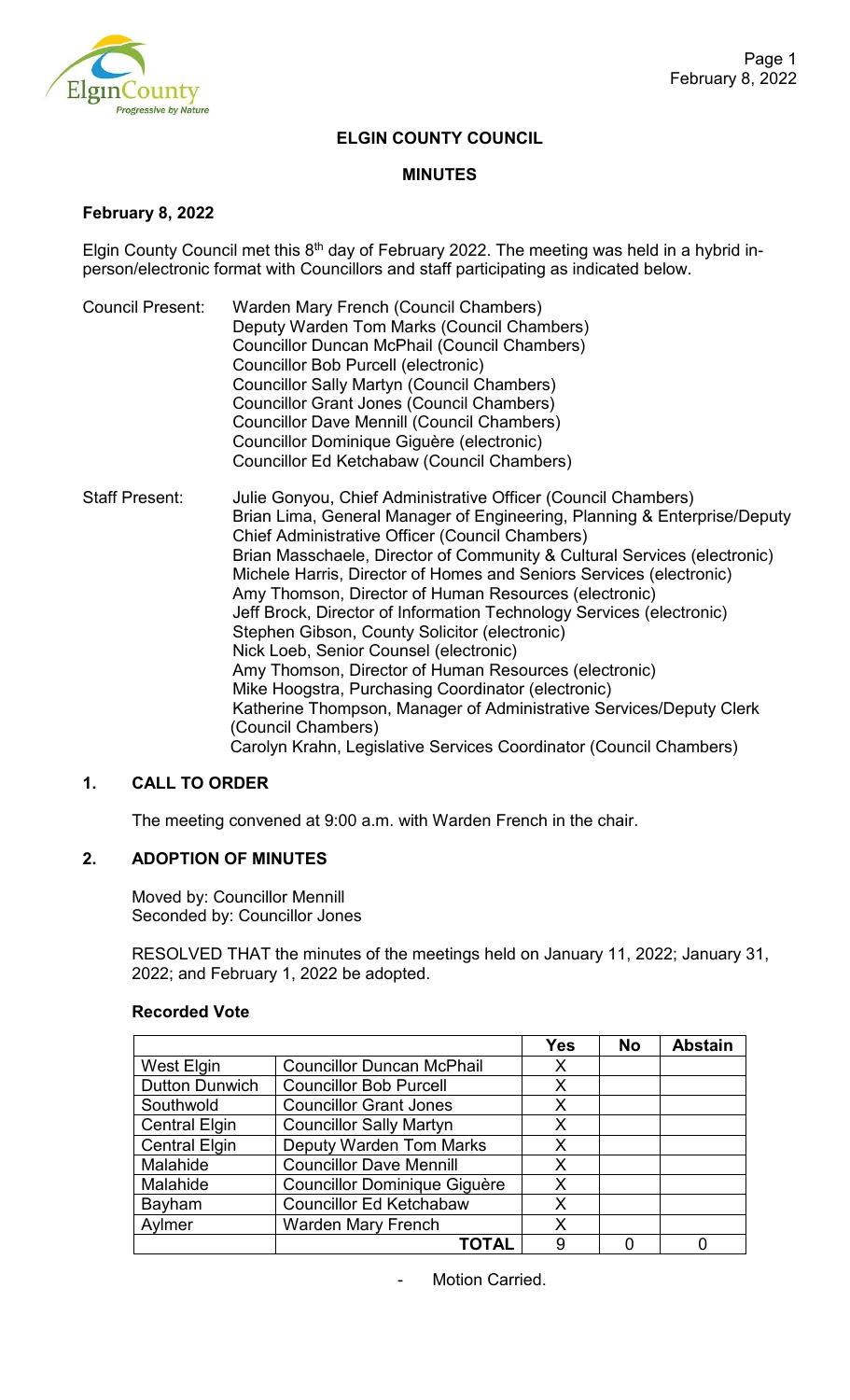## ELGIN COUNTY COUNCIL

## MINUTES

**February 8, 2022**

Elgin County Council met this 8th day of February 2022. The meeting was held in a hybrid in-person/electronic format with Councillors and staff participating as indicated below.

Council Present:
Warden Mary French (Council Chambers)
Deputy Warden Tom Marks (Council Chambers)
Councillor Duncan McPhail (Council Chambers)
Councillor Bob Purcell (electronic)
Councillor Sally Martyn (Council Chambers)
Councillor Grant Jones (Council Chambers)
Councillor Dave Mennill (Council Chambers)
Councillor Dominique Giguère (electronic)
Councillor Ed Ketchabaw (Council Chambers)

Staff Present:
Julie Gonyou, Chief Administrative Officer (Council Chambers)
Brian Lima, General Manager of Engineering, Planning & Enterprise/Deputy Chief Administrative Officer (Council Chambers)
Brian Masschaele, Director of Community & Cultural Services (electronic)
Michele Harris, Director of Homes and Seniors Services (electronic)
Amy Thomson, Director of Human Resources (electronic)
Jeff Brock, Director of Information Technology Services (electronic)
Stephen Gibson, County Solicitor (electronic)
Nick Loeb, Senior Counsel (electronic)
Amy Thomson, Director of Human Resources (electronic)
Mike Hoogstra, Purchasing Coordinator (electronic)
Katherine Thompson, Manager of Administrative Services/Deputy Clerk (Council Chambers)
Carolyn Krahn, Legislative Services Coordinator (Council Chambers)

### 1. CALL TO ORDER

The meeting convened at 9:00 a.m. with Warden French in the chair.

### 2. ADOPTION OF MINUTES

Moved by: Councillor Mennill
Seconded by: Councillor Jones

RESOLVED THAT the minutes of the meetings held on January 11, 2022; January 31, 2022; and February 1, 2022 be adopted.

**Recorded Vote**

| | | Yes | No | Abstain |
|---|---|---|---|---|
| West Elgin | Councillor Duncan McPhail | X | | |
| Dutton Dunwich | Councillor Bob Purcell | X | | |
| Southwold | Councillor Grant Jones | X | | |
| Central Elgin | Councillor Sally Martyn | X | | |
| Central Elgin | Deputy Warden Tom Marks | X | | |
| Malahide | Councillor Dave Mennill | X | | |
| Malahide | Councillor Dominique Giguère | X | | |
| Bayham | Councillor Ed Ketchabaw | X | | |
| Aylmer | Warden Mary French | X | | |
| | **TOTAL** | 9 | 0 | 0 |

- Motion Carried.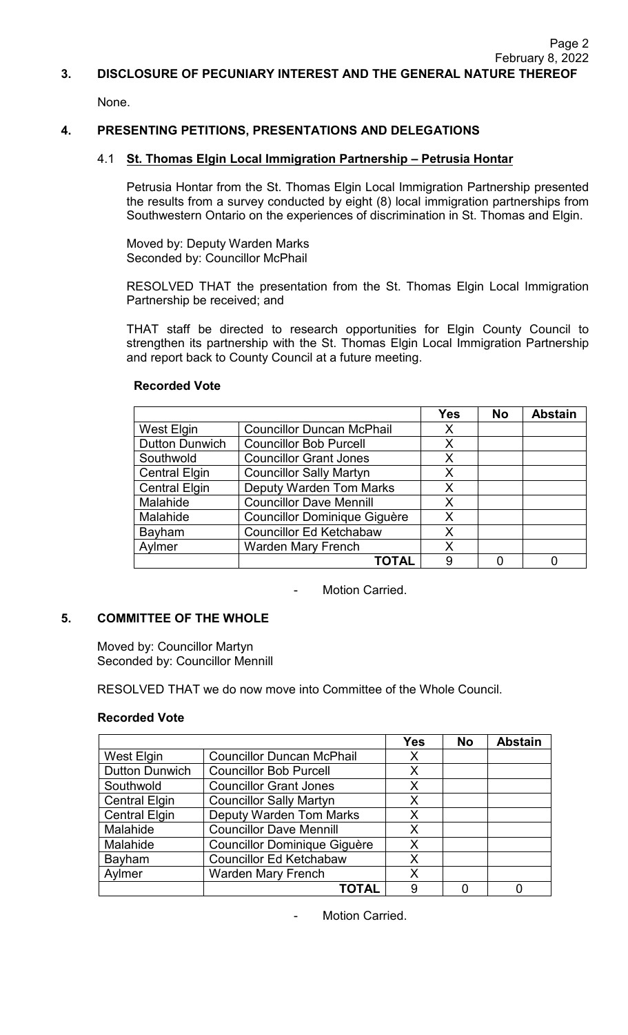## 3. DISCLOSURE OF PECUNIARY INTEREST AND THE GENERAL NATURE THEREOF

None.

## 4. PRESENTING PETITIONS, PRESENTATIONS AND DELEGATIONS

### 4.1 St. Thomas Elgin Local Immigration Partnership – Petrusia Hontar

Petrusia Hontar from the St. Thomas Elgin Local Immigration Partnership presented the results from a survey conducted by eight (8) local immigration partnerships from Southwestern Ontario on the experiences of discrimination in St. Thomas and Elgin.

Moved by: Deputy Warden Marks
Seconded by: Councillor McPhail

RESOLVED THAT the presentation from the St. Thomas Elgin Local Immigration Partnership be received; and

THAT staff be directed to research opportunities for Elgin County Council to strengthen its partnership with the St. Thomas Elgin Local Immigration Partnership and report back to County Council at a future meeting.

**Recorded Vote**

| | | Yes | No | Abstain |
|---|---|---|---|---|
| West Elgin | Councillor Duncan McPhail | X | | |
| Dutton Dunwich | Councillor Bob Purcell | X | | |
| Southwold | Councillor Grant Jones | X | | |
| Central Elgin | Councillor Sally Martyn | X | | |
| Central Elgin | Deputy Warden Tom Marks | X | | |
| Malahide | Councillor Dave Mennill | X | | |
| Malahide | Councillor Dominique Giguère | X | | |
| Bayham | Councillor Ed Ketchabaw | X | | |
| Aylmer | Warden Mary French | X | | |
| | **TOTAL** | 9 | 0 | 0 |

- Motion Carried.

## 5. COMMITTEE OF THE WHOLE

Moved by: Councillor Martyn
Seconded by: Councillor Mennill

RESOLVED THAT we do now move into Committee of the Whole Council.

**Recorded Vote**

| | | Yes | No | Abstain |
|---|---|---|---|---|
| West Elgin | Councillor Duncan McPhail | X | | |
| Dutton Dunwich | Councillor Bob Purcell | X | | |
| Southwold | Councillor Grant Jones | X | | |
| Central Elgin | Councillor Sally Martyn | X | | |
| Central Elgin | Deputy Warden Tom Marks | X | | |
| Malahide | Councillor Dave Mennill | X | | |
| Malahide | Councillor Dominique Giguère | X | | |
| Bayham | Councillor Ed Ketchabaw | X | | |
| Aylmer | Warden Mary French | X | | |
| | **TOTAL** | 9 | 0 | 0 |

- Motion Carried.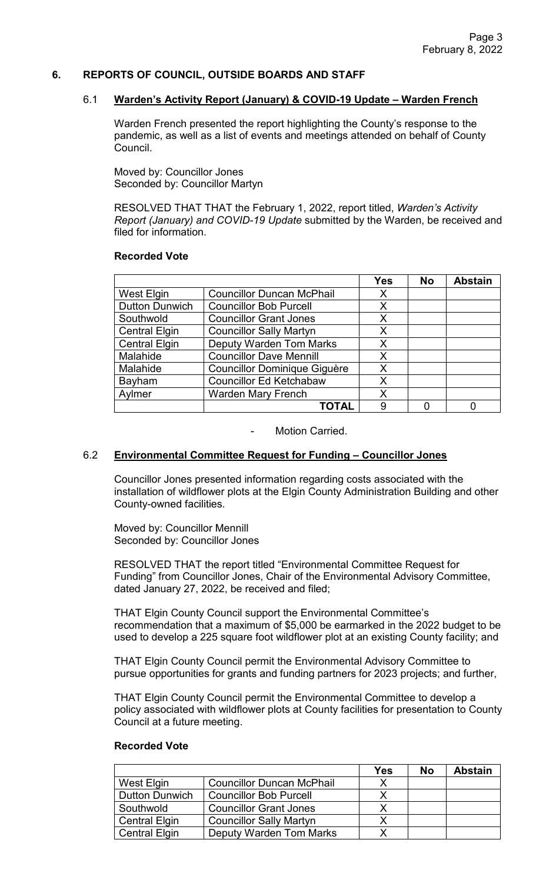## 6. REPORTS OF COUNCIL, OUTSIDE BOARDS AND STAFF

### 6.1 Warden's Activity Report (January) & COVID-19 Update – Warden French

Warden French presented the report highlighting the County's response to the pandemic, as well as a list of events and meetings attended on behalf of County Council.

Moved by: Councillor Jones
Seconded by: Councillor Martyn

RESOLVED THAT THAT the February 1, 2022, report titled, *Warden's Activity Report (January) and COVID-19 Update* submitted by the Warden, be received and filed for information.

**Recorded Vote**

| | | Yes | No | Abstain |
|---|---|---|---|---|
| West Elgin | Councillor Duncan McPhail | X | | |
| Dutton Dunwich | Councillor Bob Purcell | X | | |
| Southwold | Councillor Grant Jones | X | | |
| Central Elgin | Councillor Sally Martyn | X | | |
| Central Elgin | Deputy Warden Tom Marks | X | | |
| Malahide | Councillor Dave Mennill | X | | |
| Malahide | Councillor Dominique Giguère | X | | |
| Bayham | Councillor Ed Ketchabaw | X | | |
| Aylmer | Warden Mary French | X | | |
| | **TOTAL** | 9 | 0 | 0 |

- Motion Carried.

### 6.2 Environmental Committee Request for Funding – Councillor Jones

Councillor Jones presented information regarding costs associated with the installation of wildflower plots at the Elgin County Administration Building and other County-owned facilities.

Moved by: Councillor Mennill
Seconded by: Councillor Jones

RESOLVED THAT the report titled "Environmental Committee Request for Funding" from Councillor Jones, Chair of the Environmental Advisory Committee, dated January 27, 2022, be received and filed;

THAT Elgin County Council support the Environmental Committee's recommendation that a maximum of $5,000 be earmarked in the 2022 budget to be used to develop a 225 square foot wildflower plot at an existing County facility; and

THAT Elgin County Council permit the Environmental Advisory Committee to pursue opportunities for grants and funding partners for 2023 projects; and further,

THAT Elgin County Council permit the Environmental Committee to develop a policy associated with wildflower plots at County facilities for presentation to County Council at a future meeting.

**Recorded Vote**

| | | Yes | No | Abstain |
|---|---|---|---|---|
| West Elgin | Councillor Duncan McPhail | X | | |
| Dutton Dunwich | Councillor Bob Purcell | X | | |
| Southwold | Councillor Grant Jones | X | | |
| Central Elgin | Councillor Sally Martyn | X | | |
| Central Elgin | Deputy Warden Tom Marks | X | | |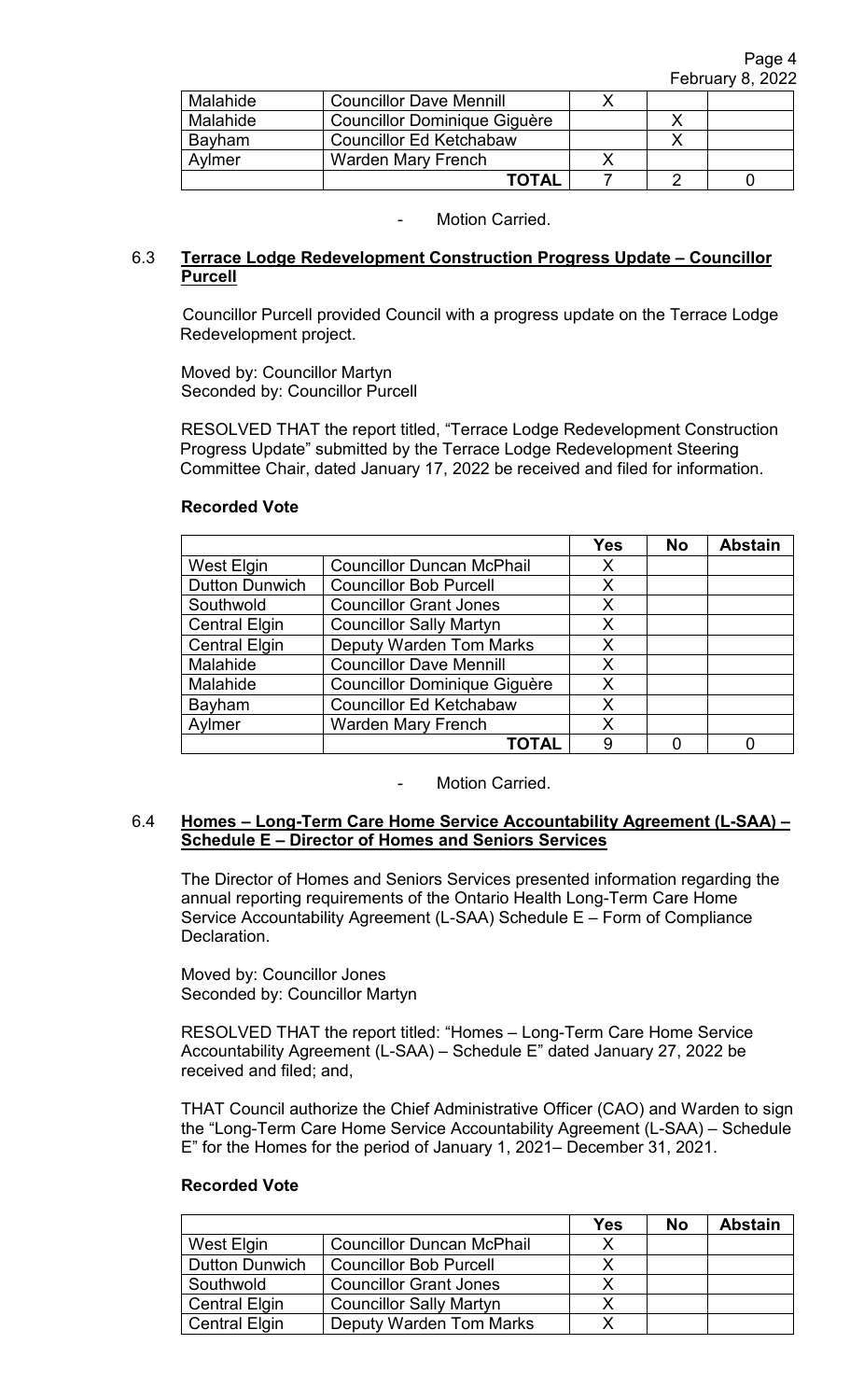| | | | | |
|---|---|---|---|---|
| Malahide | Councillor Dave Mennill | X | | |
| Malahide | Councillor Dominique Giguère | | X | |
| Bayham | Councillor Ed Ketchabaw | | X | |
| Aylmer | Warden Mary French | X | | |
| | **TOTAL** | 7 | 2 | 0 |

- Motion Carried.

### 6.3 Terrace Lodge Redevelopment Construction Progress Update – Councillor Purcell

Councillor Purcell provided Council with a progress update on the Terrace Lodge Redevelopment project.

Moved by: Councillor Martyn
Seconded by: Councillor Purcell

RESOLVED THAT the report titled, "Terrace Lodge Redevelopment Construction Progress Update" submitted by the Terrace Lodge Redevelopment Steering Committee Chair, dated January 17, 2022 be received and filed for information.

**Recorded Vote**

| | | Yes | No | Abstain |
|---|---|---|---|---|
| West Elgin | Councillor Duncan McPhail | X | | |
| Dutton Dunwich | Councillor Bob Purcell | X | | |
| Southwold | Councillor Grant Jones | X | | |
| Central Elgin | Councillor Sally Martyn | X | | |
| Central Elgin | Deputy Warden Tom Marks | X | | |
| Malahide | Councillor Dave Mennill | X | | |
| Malahide | Councillor Dominique Giguère | X | | |
| Bayham | Councillor Ed Ketchabaw | X | | |
| Aylmer | Warden Mary French | X | | |
| | **TOTAL** | 9 | 0 | 0 |

- Motion Carried.

### 6.4 Homes – Long-Term Care Home Service Accountability Agreement (L-SAA) – Schedule E – Director of Homes and Seniors Services

The Director of Homes and Seniors Services presented information regarding the annual reporting requirements of the Ontario Health Long-Term Care Home Service Accountability Agreement (L-SAA) Schedule E – Form of Compliance Declaration.

Moved by: Councillor Jones
Seconded by: Councillor Martyn

RESOLVED THAT the report titled: "Homes – Long-Term Care Home Service Accountability Agreement (L-SAA) – Schedule E" dated January 27, 2022 be received and filed; and,

THAT Council authorize the Chief Administrative Officer (CAO) and Warden to sign the "Long-Term Care Home Service Accountability Agreement (L-SAA) – Schedule E" for the Homes for the period of January 1, 2021– December 31, 2021.

**Recorded Vote**

| | | Yes | No | Abstain |
|---|---|---|---|---|
| West Elgin | Councillor Duncan McPhail | X | | |
| Dutton Dunwich | Councillor Bob Purcell | X | | |
| Southwold | Councillor Grant Jones | X | | |
| Central Elgin | Councillor Sally Martyn | X | | |
| Central Elgin | Deputy Warden Tom Marks | X | | |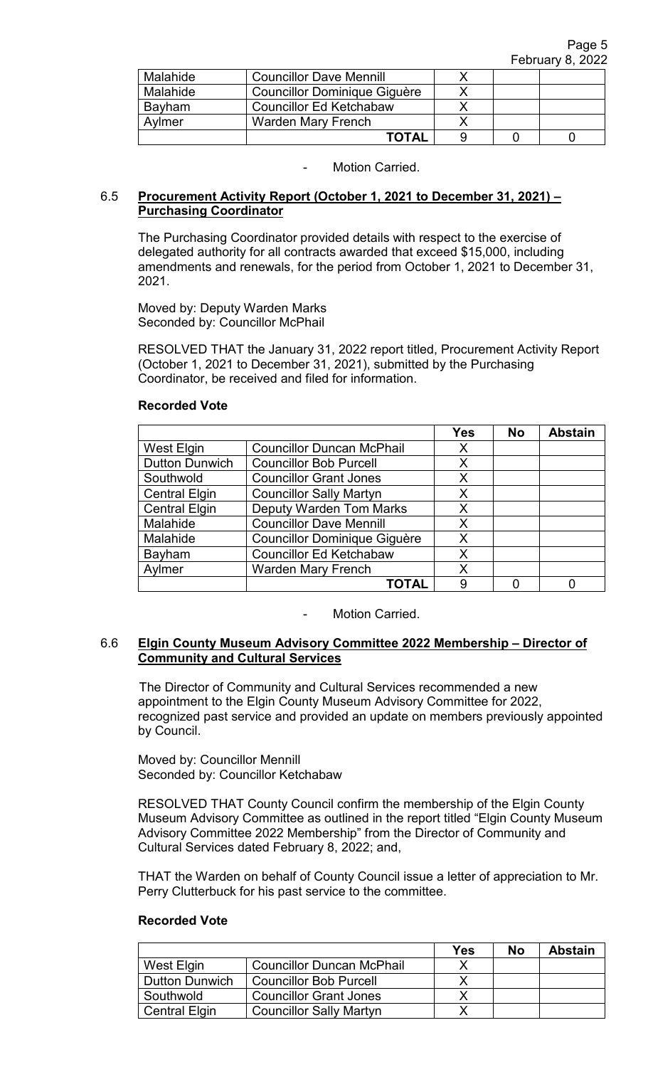| | | | | |
|---|---|---|---|---|
| Malahide | Councillor Dave Mennill | X | | |
| Malahide | Councillor Dominique Giguère | X | | |
| Bayham | Councillor Ed Ketchabaw | X | | |
| Aylmer | Warden Mary French | X | | |
| | **TOTAL** | 9 | 0 | 0 |

- Motion Carried.

### 6.5 **Procurement Activity Report (October 1, 2021 to December 31, 2021) – Purchasing Coordinator**

The Purchasing Coordinator provided details with respect to the exercise of delegated authority for all contracts awarded that exceed $15,000, including amendments and renewals, for the period from October 1, 2021 to December 31, 2021.

Moved by: Deputy Warden Marks
Seconded by: Councillor McPhail

RESOLVED THAT the January 31, 2022 report titled, Procurement Activity Report (October 1, 2021 to December 31, 2021), submitted by the Purchasing Coordinator, be received and filed for information.

**Recorded Vote**

| | | Yes | No | Abstain |
|---|---|---|---|---|
| West Elgin | Councillor Duncan McPhail | X | | |
| Dutton Dunwich | Councillor Bob Purcell | X | | |
| Southwold | Councillor Grant Jones | X | | |
| Central Elgin | Councillor Sally Martyn | X | | |
| Central Elgin | Deputy Warden Tom Marks | X | | |
| Malahide | Councillor Dave Mennill | X | | |
| Malahide | Councillor Dominique Giguère | X | | |
| Bayham | Councillor Ed Ketchabaw | X | | |
| Aylmer | Warden Mary French | X | | |
| | **TOTAL** | 9 | 0 | 0 |

- Motion Carried.

### 6.6 **Elgin County Museum Advisory Committee 2022 Membership – Director of Community and Cultural Services**

The Director of Community and Cultural Services recommended a new appointment to the Elgin County Museum Advisory Committee for 2022, recognized past service and provided an update on members previously appointed by Council.

Moved by: Councillor Mennill
Seconded by: Councillor Ketchabaw

RESOLVED THAT County Council confirm the membership of the Elgin County Museum Advisory Committee as outlined in the report titled "Elgin County Museum Advisory Committee 2022 Membership" from the Director of Community and Cultural Services dated February 8, 2022; and,

THAT the Warden on behalf of County Council issue a letter of appreciation to Mr. Perry Clutterbuck for his past service to the committee.

**Recorded Vote**

| | | Yes | No | Abstain |
|---|---|---|---|---|
| West Elgin | Councillor Duncan McPhail | X | | |
| Dutton Dunwich | Councillor Bob Purcell | X | | |
| Southwold | Councillor Grant Jones | X | | |
| Central Elgin | Councillor Sally Martyn | X | | |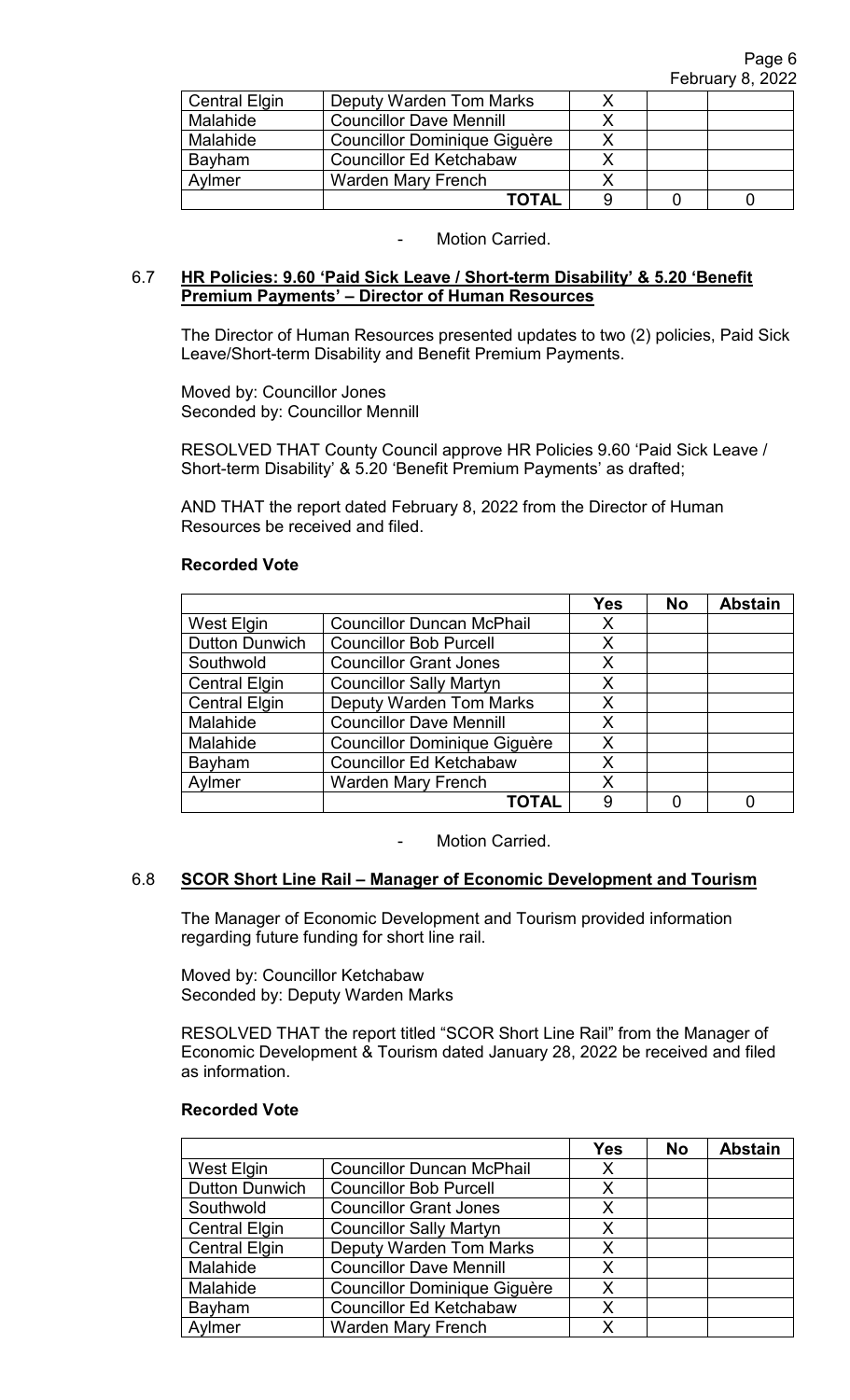| | | | | |
|---|---|---|---|---|
| Central Elgin | Deputy Warden Tom Marks | X | | |
| Malahide | Councillor Dave Mennill | X | | |
| Malahide | Councillor Dominique Giguère | X | | |
| Bayham | Councillor Ed Ketchabaw | X | | |
| Aylmer | Warden Mary French | X | | |
| | **TOTAL** | 9 | 0 | 0 |

- Motion Carried.

## 6.7 **HR Policies: 9.60 'Paid Sick Leave / Short-term Disability' & 5.20 'Benefit Premium Payments' – Director of Human Resources**

The Director of Human Resources presented updates to two (2) policies, Paid Sick Leave/Short-term Disability and Benefit Premium Payments.

Moved by: Councillor Jones
Seconded by: Councillor Mennill

RESOLVED THAT County Council approve HR Policies 9.60 'Paid Sick Leave / Short-term Disability' & 5.20 'Benefit Premium Payments' as drafted;

AND THAT the report dated February 8, 2022 from the Director of Human Resources be received and filed.

**Recorded Vote**

| | | Yes | No | Abstain |
|---|---|---|---|---|
| West Elgin | Councillor Duncan McPhail | X | | |
| Dutton Dunwich | Councillor Bob Purcell | X | | |
| Southwold | Councillor Grant Jones | X | | |
| Central Elgin | Councillor Sally Martyn | X | | |
| Central Elgin | Deputy Warden Tom Marks | X | | |
| Malahide | Councillor Dave Mennill | X | | |
| Malahide | Councillor Dominique Giguère | X | | |
| Bayham | Councillor Ed Ketchabaw | X | | |
| Aylmer | Warden Mary French | X | | |
| | **TOTAL** | 9 | 0 | 0 |

- Motion Carried.

## 6.8 **SCOR Short Line Rail – Manager of Economic Development and Tourism**

The Manager of Economic Development and Tourism provided information regarding future funding for short line rail.

Moved by: Councillor Ketchabaw
Seconded by: Deputy Warden Marks

RESOLVED THAT the report titled "SCOR Short Line Rail" from the Manager of Economic Development & Tourism dated January 28, 2022 be received and filed as information.

**Recorded Vote**

| | | Yes | No | Abstain |
|---|---|---|---|---|
| West Elgin | Councillor Duncan McPhail | X | | |
| Dutton Dunwich | Councillor Bob Purcell | X | | |
| Southwold | Councillor Grant Jones | X | | |
| Central Elgin | Councillor Sally Martyn | X | | |
| Central Elgin | Deputy Warden Tom Marks | X | | |
| Malahide | Councillor Dave Mennill | X | | |
| Malahide | Councillor Dominique Giguère | X | | |
| Bayham | Councillor Ed Ketchabaw | X | | |
| Aylmer | Warden Mary French | X | | |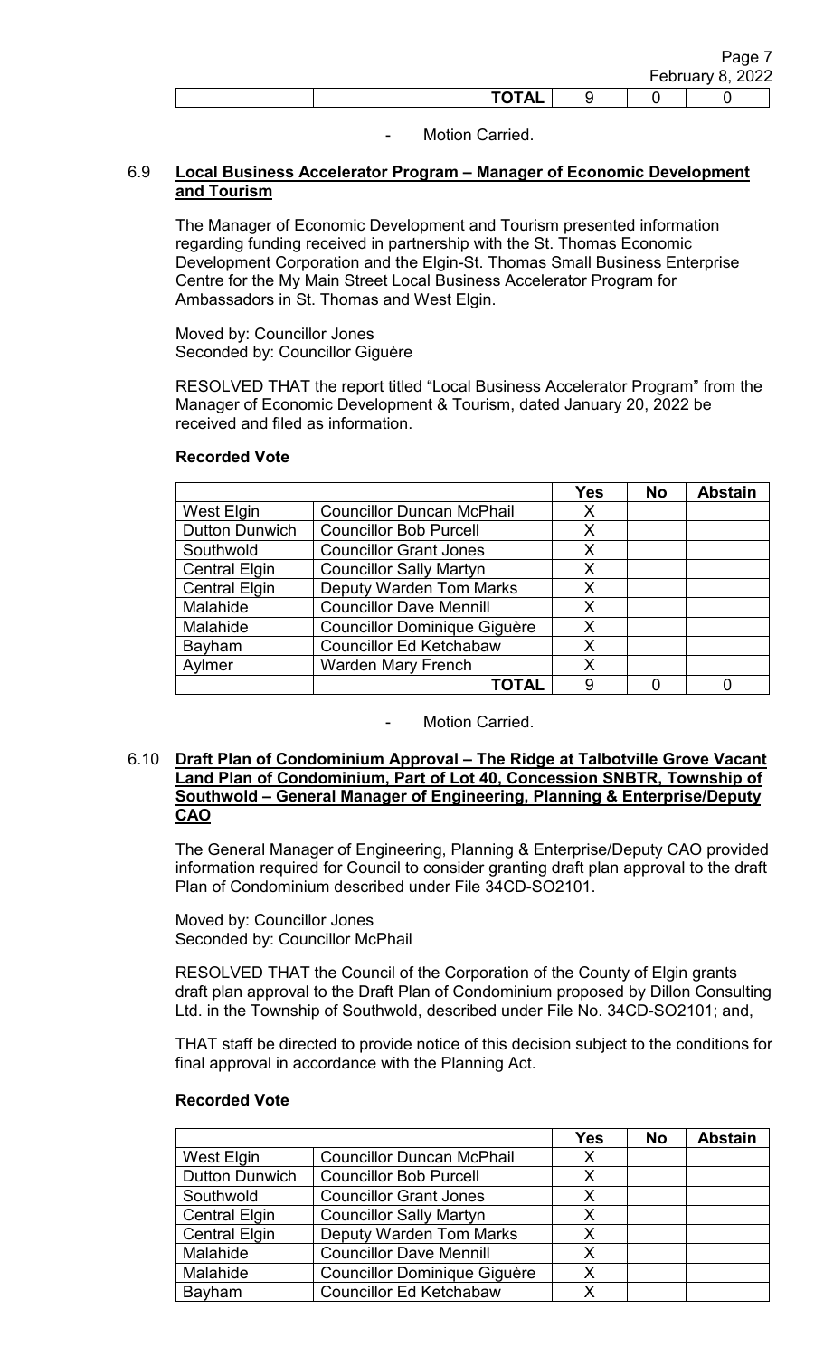| | | | | |
|---|---|---|---|---|
| | **TOTAL** | 9 | 0 | 0 |

- Motion Carried.

### 6.9 Local Business Accelerator Program – Manager of Economic Development and Tourism

The Manager of Economic Development and Tourism presented information regarding funding received in partnership with the St. Thomas Economic Development Corporation and the Elgin-St. Thomas Small Business Enterprise Centre for the My Main Street Local Business Accelerator Program for Ambassadors in St. Thomas and West Elgin.

Moved by: Councillor Jones
Seconded by: Councillor Giguère

RESOLVED THAT the report titled "Local Business Accelerator Program" from the Manager of Economic Development & Tourism, dated January 20, 2022 be received and filed as information.

**Recorded Vote**

| | | Yes | No | Abstain |
|---|---|---|---|---|
| West Elgin | Councillor Duncan McPhail | X | | |
| Dutton Dunwich | Councillor Bob Purcell | X | | |
| Southwold | Councillor Grant Jones | X | | |
| Central Elgin | Councillor Sally Martyn | X | | |
| Central Elgin | Deputy Warden Tom Marks | X | | |
| Malahide | Councillor Dave Mennill | X | | |
| Malahide | Councillor Dominique Giguère | X | | |
| Bayham | Councillor Ed Ketchabaw | X | | |
| Aylmer | Warden Mary French | X | | |
| | **TOTAL** | 9 | 0 | 0 |

- Motion Carried.

### 6.10 Draft Plan of Condominium Approval – The Ridge at Talbotville Grove Vacant Land Plan of Condominium, Part of Lot 40, Concession SNBTR, Township of Southwold – General Manager of Engineering, Planning & Enterprise/Deputy CAO

The General Manager of Engineering, Planning & Enterprise/Deputy CAO provided information required for Council to consider granting draft plan approval to the draft Plan of Condominium described under File 34CD-SO2101.

Moved by: Councillor Jones
Seconded by: Councillor McPhail

RESOLVED THAT the Council of the Corporation of the County of Elgin grants draft plan approval to the Draft Plan of Condominium proposed by Dillon Consulting Ltd. in the Township of Southwold, described under File No. 34CD-SO2101; and,

THAT staff be directed to provide notice of this decision subject to the conditions for final approval in accordance with the Planning Act.

**Recorded Vote**

| | | Yes | No | Abstain |
|---|---|---|---|---|
| West Elgin | Councillor Duncan McPhail | X | | |
| Dutton Dunwich | Councillor Bob Purcell | X | | |
| Southwold | Councillor Grant Jones | X | | |
| Central Elgin | Councillor Sally Martyn | X | | |
| Central Elgin | Deputy Warden Tom Marks | X | | |
| Malahide | Councillor Dave Mennill | X | | |
| Malahide | Councillor Dominique Giguère | X | | |
| Bayham | Councillor Ed Ketchabaw | X | | |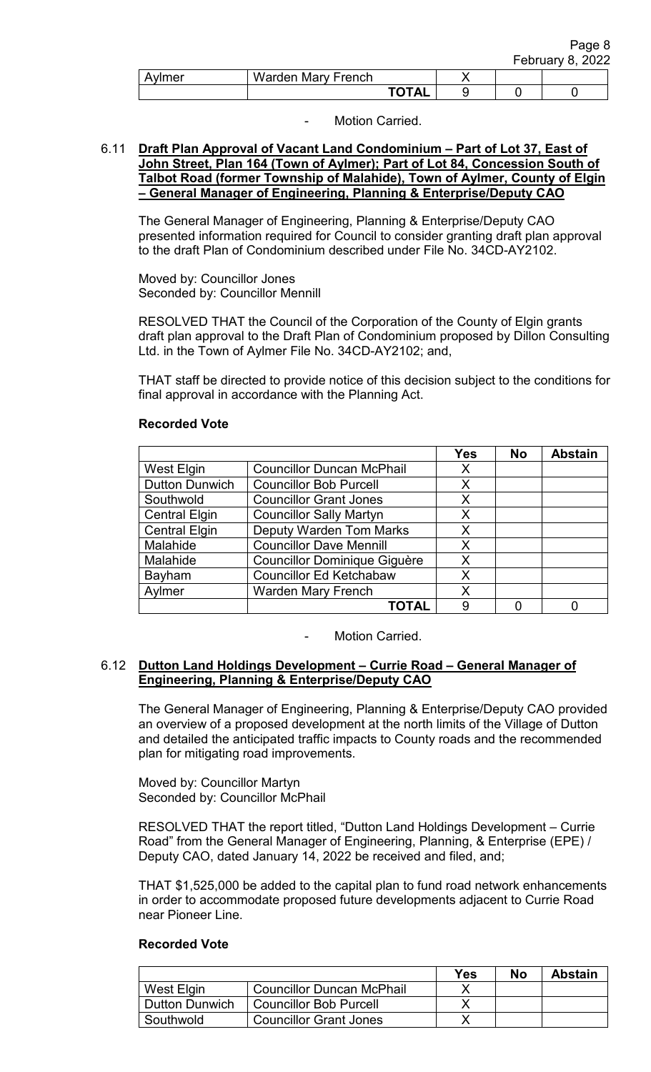| Aylmer | Warden Mary French | X | | |
|---|---|---|---|---|
| | **TOTAL** | 9 | 0 | 0 |

- Motion Carried.

6.11 **Draft Plan Approval of Vacant Land Condominium – Part of Lot 37, East of John Street, Plan 164 (Town of Aylmer); Part of Lot 84, Concession South of Talbot Road (former Township of Malahide), Town of Aylmer, County of Elgin – General Manager of Engineering, Planning & Enterprise/Deputy CAO**

The General Manager of Engineering, Planning & Enterprise/Deputy CAO presented information required for Council to consider granting draft plan approval to the draft Plan of Condominium described under File No. 34CD-AY2102.

Moved by: Councillor Jones
Seconded by: Councillor Mennill

RESOLVED THAT the Council of the Corporation of the County of Elgin grants draft plan approval to the Draft Plan of Condominium proposed by Dillon Consulting Ltd. in the Town of Aylmer File No. 34CD-AY2102; and,

THAT staff be directed to provide notice of this decision subject to the conditions for final approval in accordance with the Planning Act.

**Recorded Vote**

| | | **Yes** | **No** | **Abstain** |
|---|---|---|---|---|
| West Elgin | Councillor Duncan McPhail | X | | |
| Dutton Dunwich | Councillor Bob Purcell | X | | |
| Southwold | Councillor Grant Jones | X | | |
| Central Elgin | Councillor Sally Martyn | X | | |
| Central Elgin | Deputy Warden Tom Marks | X | | |
| Malahide | Councillor Dave Mennill | X | | |
| Malahide | Councillor Dominique Giguère | X | | |
| Bayham | Councillor Ed Ketchabaw | X | | |
| Aylmer | Warden Mary French | X | | |
| | **TOTAL** | 9 | 0 | 0 |

- Motion Carried.

6.12 **Dutton Land Holdings Development – Currie Road – General Manager of Engineering, Planning & Enterprise/Deputy CAO**

The General Manager of Engineering, Planning & Enterprise/Deputy CAO provided an overview of a proposed development at the north limits of the Village of Dutton and detailed the anticipated traffic impacts to County roads and the recommended plan for mitigating road improvements.

Moved by: Councillor Martyn
Seconded by: Councillor McPhail

RESOLVED THAT the report titled, "Dutton Land Holdings Development – Currie Road" from the General Manager of Engineering, Planning, & Enterprise (EPE) / Deputy CAO, dated January 14, 2022 be received and filed, and;

THAT $1,525,000 be added to the capital plan to fund road network enhancements in order to accommodate proposed future developments adjacent to Currie Road near Pioneer Line.

**Recorded Vote**

| | | **Yes** | **No** | **Abstain** |
|---|---|---|---|---|
| West Elgin | Councillor Duncan McPhail | X | | |
| Dutton Dunwich | Councillor Bob Purcell | X | | |
| Southwold | Councillor Grant Jones | X | | |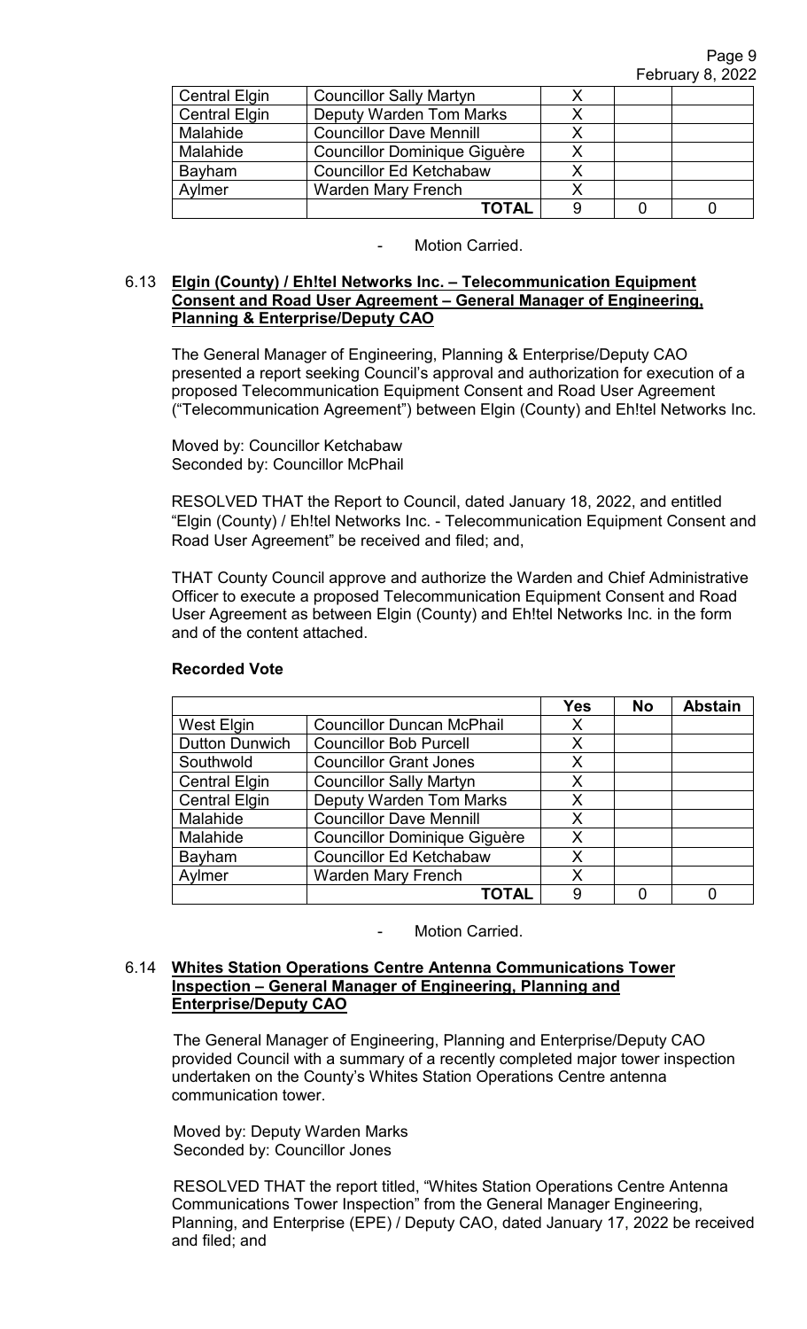| | | | | |
|---|---|---|---|---|
| Central Elgin | Councillor Sally Martyn | X | | |
| Central Elgin | Deputy Warden Tom Marks | X | | |
| Malahide | Councillor Dave Mennill | X | | |
| Malahide | Councillor Dominique Giguère | X | | |
| Bayham | Councillor Ed Ketchabaw | X | | |
| Aylmer | Warden Mary French | X | | |
| | **TOTAL** | 9 | 0 | 0 |

- Motion Carried.

### 6.13 Elgin (County) / Eh!tel Networks Inc. – Telecommunication Equipment Consent and Road User Agreement – General Manager of Engineering, Planning & Enterprise/Deputy CAO

The General Manager of Engineering, Planning & Enterprise/Deputy CAO presented a report seeking Council's approval and authorization for execution of a proposed Telecommunication Equipment Consent and Road User Agreement ("Telecommunication Agreement") between Elgin (County) and Eh!tel Networks Inc.

Moved by: Councillor Ketchabaw
Seconded by: Councillor McPhail

RESOLVED THAT the Report to Council, dated January 18, 2022, and entitled "Elgin (County) / Eh!tel Networks Inc. - Telecommunication Equipment Consent and Road User Agreement" be received and filed; and,

THAT County Council approve and authorize the Warden and Chief Administrative Officer to execute a proposed Telecommunication Equipment Consent and Road User Agreement as between Elgin (County) and Eh!tel Networks Inc. in the form and of the content attached.

**Recorded Vote**

| | | Yes | No | Abstain |
|---|---|---|---|---|
| West Elgin | Councillor Duncan McPhail | X | | |
| Dutton Dunwich | Councillor Bob Purcell | X | | |
| Southwold | Councillor Grant Jones | X | | |
| Central Elgin | Councillor Sally Martyn | X | | |
| Central Elgin | Deputy Warden Tom Marks | X | | |
| Malahide | Councillor Dave Mennill | X | | |
| Malahide | Councillor Dominique Giguère | X | | |
| Bayham | Councillor Ed Ketchabaw | X | | |
| Aylmer | Warden Mary French | X | | |
| | **TOTAL** | 9 | 0 | 0 |

- Motion Carried.

### 6.14 Whites Station Operations Centre Antenna Communications Tower Inspection – General Manager of Engineering, Planning and Enterprise/Deputy CAO

The General Manager of Engineering, Planning and Enterprise/Deputy CAO provided Council with a summary of a recently completed major tower inspection undertaken on the County's Whites Station Operations Centre antenna communication tower.

Moved by: Deputy Warden Marks
Seconded by: Councillor Jones

RESOLVED THAT the report titled, "Whites Station Operations Centre Antenna Communications Tower Inspection" from the General Manager Engineering, Planning, and Enterprise (EPE) / Deputy CAO, dated January 17, 2022 be received and filed; and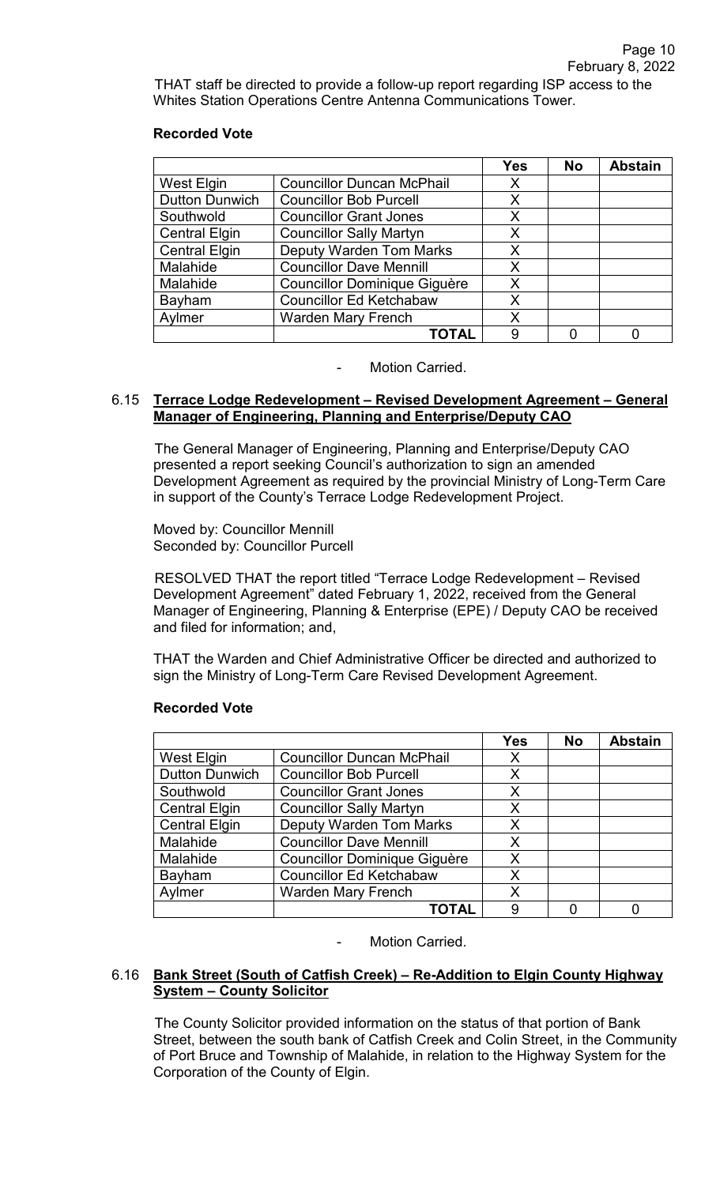THAT staff be directed to provide a follow-up report regarding ISP access to the Whites Station Operations Centre Antenna Communications Tower.

**Recorded Vote**

| | | Yes | No | Abstain |
|---|---|---|---|---|
| West Elgin | Councillor Duncan McPhail | X | | |
| Dutton Dunwich | Councillor Bob Purcell | X | | |
| Southwold | Councillor Grant Jones | X | | |
| Central Elgin | Councillor Sally Martyn | X | | |
| Central Elgin | Deputy Warden Tom Marks | X | | |
| Malahide | Councillor Dave Mennill | X | | |
| Malahide | Councillor Dominique Giguère | X | | |
| Bayham | Councillor Ed Ketchabaw | X | | |
| Aylmer | Warden Mary French | X | | |
| | **TOTAL** | 9 | 0 | 0 |

- Motion Carried.

### 6.15 Terrace Lodge Redevelopment – Revised Development Agreement – General Manager of Engineering, Planning and Enterprise/Deputy CAO

The General Manager of Engineering, Planning and Enterprise/Deputy CAO presented a report seeking Council's authorization to sign an amended Development Agreement as required by the provincial Ministry of Long-Term Care in support of the County's Terrace Lodge Redevelopment Project.

Moved by: Councillor Mennill
Seconded by: Councillor Purcell

RESOLVED THAT the report titled "Terrace Lodge Redevelopment – Revised Development Agreement" dated February 1, 2022, received from the General Manager of Engineering, Planning & Enterprise (EPE) / Deputy CAO be received and filed for information; and,

THAT the Warden and Chief Administrative Officer be directed and authorized to sign the Ministry of Long-Term Care Revised Development Agreement.

**Recorded Vote**

| | | Yes | No | Abstain |
|---|---|---|---|---|
| West Elgin | Councillor Duncan McPhail | X | | |
| Dutton Dunwich | Councillor Bob Purcell | X | | |
| Southwold | Councillor Grant Jones | X | | |
| Central Elgin | Councillor Sally Martyn | X | | |
| Central Elgin | Deputy Warden Tom Marks | X | | |
| Malahide | Councillor Dave Mennill | X | | |
| Malahide | Councillor Dominique Giguère | X | | |
| Bayham | Councillor Ed Ketchabaw | X | | |
| Aylmer | Warden Mary French | X | | |
| | **TOTAL** | 9 | 0 | 0 |

- Motion Carried.

### 6.16 Bank Street (South of Catfish Creek) – Re-Addition to Elgin County Highway System – County Solicitor

The County Solicitor provided information on the status of that portion of Bank Street, between the south bank of Catfish Creek and Colin Street, in the Community of Port Bruce and Township of Malahide, in relation to the Highway System for the Corporation of the County of Elgin.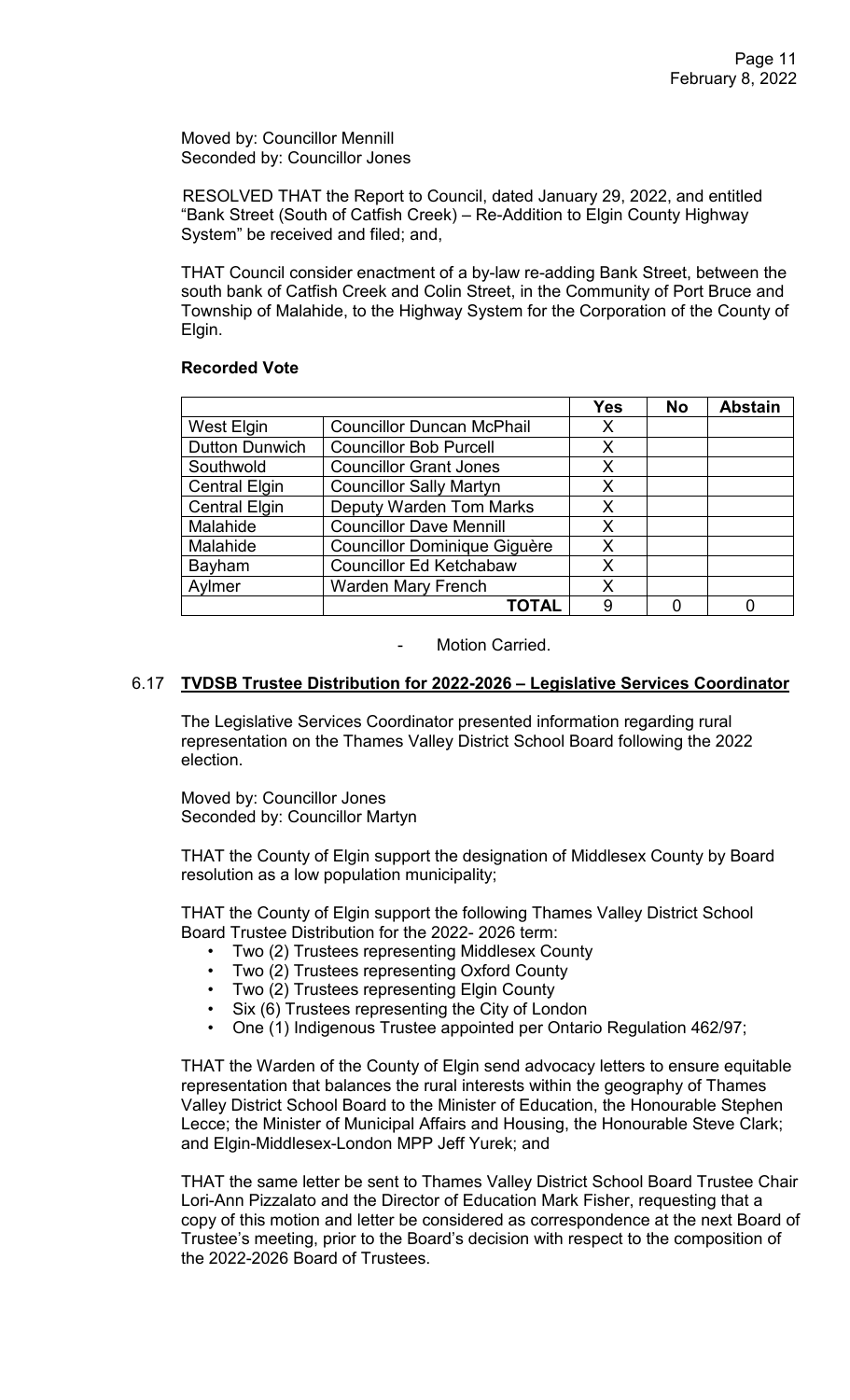Moved by: Councillor Mennill
Seconded by: Councillor Jones

RESOLVED THAT the Report to Council, dated January 29, 2022, and entitled "Bank Street (South of Catfish Creek) – Re-Addition to Elgin County Highway System" be received and filed; and,

THAT Council consider enactment of a by-law re-adding Bank Street, between the south bank of Catfish Creek and Colin Street, in the Community of Port Bruce and Township of Malahide, to the Highway System for the Corporation of the County of Elgin.

**Recorded Vote**

| | | Yes | No | Abstain |
|---|---|---|---|---|
| West Elgin | Councillor Duncan McPhail | X | | |
| Dutton Dunwich | Councillor Bob Purcell | X | | |
| Southwold | Councillor Grant Jones | X | | |
| Central Elgin | Councillor Sally Martyn | X | | |
| Central Elgin | Deputy Warden Tom Marks | X | | |
| Malahide | Councillor Dave Mennill | X | | |
| Malahide | Councillor Dominique Giguère | X | | |
| Bayham | Councillor Ed Ketchabaw | X | | |
| Aylmer | Warden Mary French | X | | |
| | **TOTAL** | 9 | 0 | 0 |

- Motion Carried.

## 6.17 **TVDSB Trustee Distribution for 2022-2026 – Legislative Services Coordinator**

The Legislative Services Coordinator presented information regarding rural representation on the Thames Valley District School Board following the 2022 election.

Moved by: Councillor Jones
Seconded by: Councillor Martyn

THAT the County of Elgin support the designation of Middlesex County by Board resolution as a low population municipality;

THAT the County of Elgin support the following Thames Valley District School Board Trustee Distribution for the 2022- 2026 term:

- Two (2) Trustees representing Middlesex County
- Two (2) Trustees representing Oxford County
- Two (2) Trustees representing Elgin County
- Six (6) Trustees representing the City of London
- One (1) Indigenous Trustee appointed per Ontario Regulation 462/97;

THAT the Warden of the County of Elgin send advocacy letters to ensure equitable representation that balances the rural interests within the geography of Thames Valley District School Board to the Minister of Education, the Honourable Stephen Lecce; the Minister of Municipal Affairs and Housing, the Honourable Steve Clark; and Elgin-Middlesex-London MPP Jeff Yurek; and

THAT the same letter be sent to Thames Valley District School Board Trustee Chair Lori-Ann Pizzalato and the Director of Education Mark Fisher, requesting that a copy of this motion and letter be considered as correspondence at the next Board of Trustee's meeting, prior to the Board's decision with respect to the composition of the 2022-2026 Board of Trustees.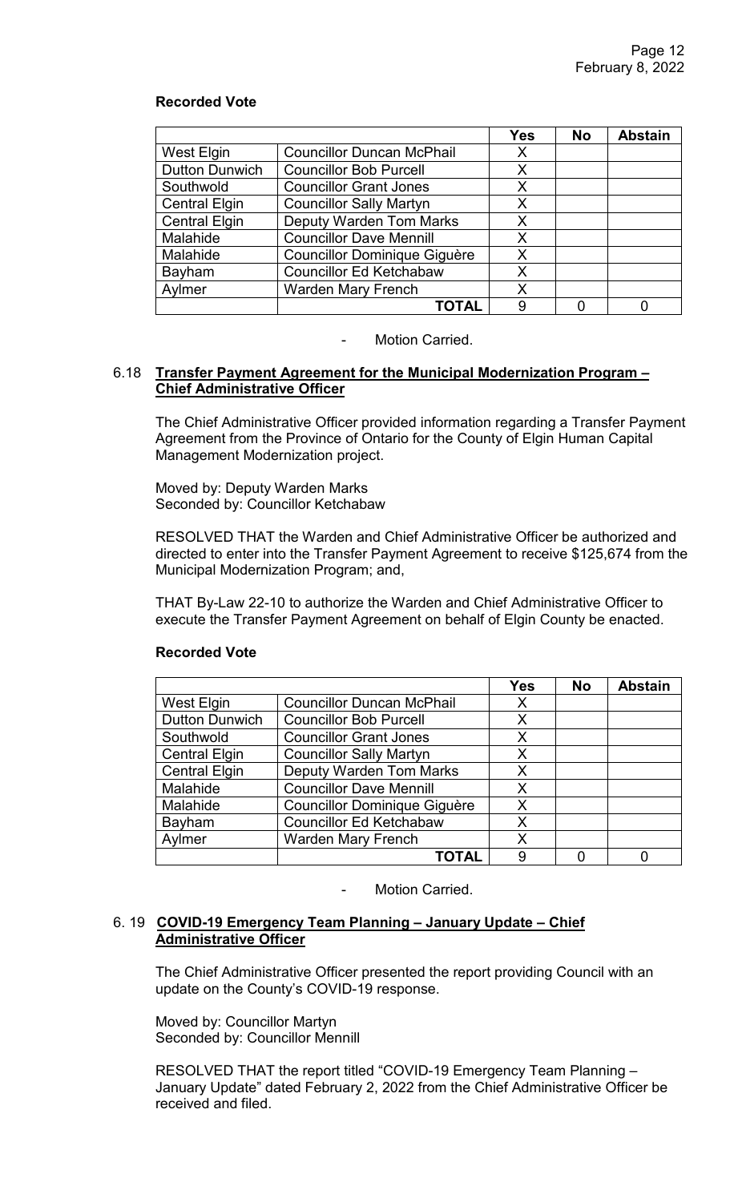**Recorded Vote**

| | | Yes | No | Abstain |
|---|---|---|---|---|
| West Elgin | Councillor Duncan McPhail | X | | |
| Dutton Dunwich | Councillor Bob Purcell | X | | |
| Southwold | Councillor Grant Jones | X | | |
| Central Elgin | Councillor Sally Martyn | X | | |
| Central Elgin | Deputy Warden Tom Marks | X | | |
| Malahide | Councillor Dave Mennill | X | | |
| Malahide | Councillor Dominique Giguère | X | | |
| Bayham | Councillor Ed Ketchabaw | X | | |
| Aylmer | Warden Mary French | X | | |
| | **TOTAL** | 9 | 0 | 0 |

- Motion Carried.

### 6.18 Transfer Payment Agreement for the Municipal Modernization Program – Chief Administrative Officer

The Chief Administrative Officer provided information regarding a Transfer Payment Agreement from the Province of Ontario for the County of Elgin Human Capital Management Modernization project.

Moved by: Deputy Warden Marks
Seconded by: Councillor Ketchabaw

RESOLVED THAT the Warden and Chief Administrative Officer be authorized and directed to enter into the Transfer Payment Agreement to receive $125,674 from the Municipal Modernization Program; and,

THAT By-Law 22-10 to authorize the Warden and Chief Administrative Officer to execute the Transfer Payment Agreement on behalf of Elgin County be enacted.

**Recorded Vote**

| | | Yes | No | Abstain |
|---|---|---|---|---|
| West Elgin | Councillor Duncan McPhail | X | | |
| Dutton Dunwich | Councillor Bob Purcell | X | | |
| Southwold | Councillor Grant Jones | X | | |
| Central Elgin | Councillor Sally Martyn | X | | |
| Central Elgin | Deputy Warden Tom Marks | X | | |
| Malahide | Councillor Dave Mennill | X | | |
| Malahide | Councillor Dominique Giguère | X | | |
| Bayham | Councillor Ed Ketchabaw | X | | |
| Aylmer | Warden Mary French | X | | |
| | **TOTAL** | 9 | 0 | 0 |

- Motion Carried.

### 6. 19 COVID-19 Emergency Team Planning – January Update – Chief Administrative Officer

The Chief Administrative Officer presented the report providing Council with an update on the County's COVID-19 response.

Moved by: Councillor Martyn
Seconded by: Councillor Mennill

RESOLVED THAT the report titled "COVID-19 Emergency Team Planning – January Update" dated February 2, 2022 from the Chief Administrative Officer be received and filed.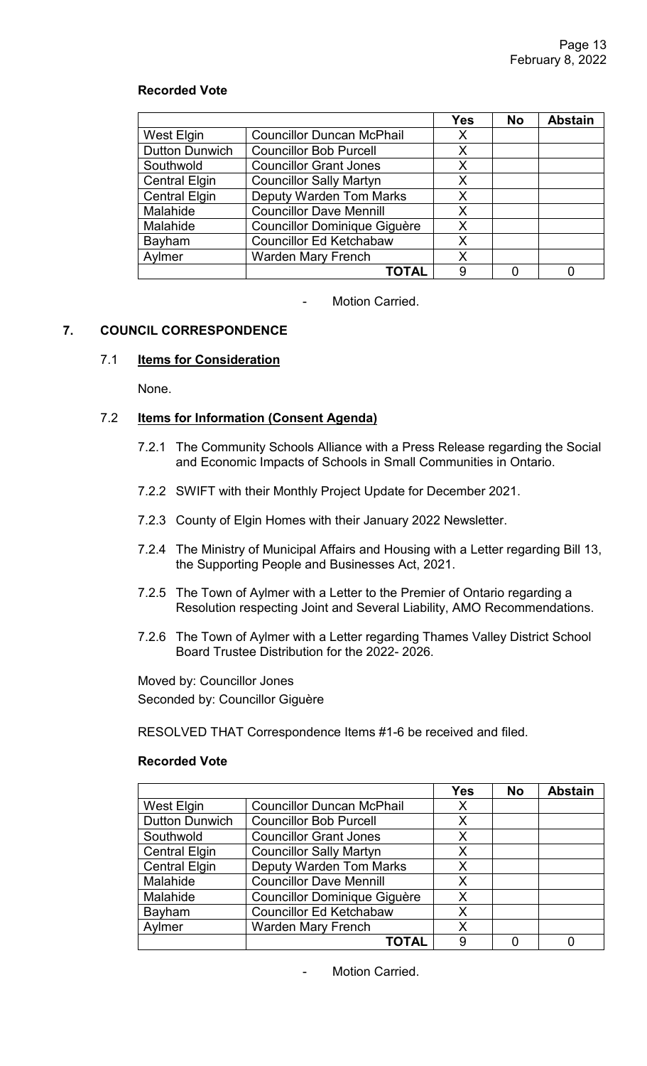**Recorded Vote**

| | | Yes | No | Abstain |
|---|---|---|---|---|
| West Elgin | Councillor Duncan McPhail | X | | |
| Dutton Dunwich | Councillor Bob Purcell | X | | |
| Southwold | Councillor Grant Jones | X | | |
| Central Elgin | Councillor Sally Martyn | X | | |
| Central Elgin | Deputy Warden Tom Marks | X | | |
| Malahide | Councillor Dave Mennill | X | | |
| Malahide | Councillor Dominique Giguère | X | | |
| Bayham | Councillor Ed Ketchabaw | X | | |
| Aylmer | Warden Mary French | X | | |
| | **TOTAL** | 9 | 0 | 0 |

- Motion Carried.

## 7. COUNCIL CORRESPONDENCE

### 7.1 Items for Consideration

None.

### 7.2 Items for Information (Consent Agenda)

7.2.1 The Community Schools Alliance with a Press Release regarding the Social and Economic Impacts of Schools in Small Communities in Ontario.

7.2.2 SWIFT with their Monthly Project Update for December 2021.

7.2.3 County of Elgin Homes with their January 2022 Newsletter.

7.2.4 The Ministry of Municipal Affairs and Housing with a Letter regarding Bill 13, the Supporting People and Businesses Act, 2021.

7.2.5 The Town of Aylmer with a Letter to the Premier of Ontario regarding a Resolution respecting Joint and Several Liability, AMO Recommendations.

7.2.6 The Town of Aylmer with a Letter regarding Thames Valley District School Board Trustee Distribution for the 2022- 2026.

Moved by: Councillor Jones
Seconded by: Councillor Giguère

RESOLVED THAT Correspondence Items #1-6 be received and filed.

**Recorded Vote**

| | | Yes | No | Abstain |
|---|---|---|---|---|
| West Elgin | Councillor Duncan McPhail | X | | |
| Dutton Dunwich | Councillor Bob Purcell | X | | |
| Southwold | Councillor Grant Jones | X | | |
| Central Elgin | Councillor Sally Martyn | X | | |
| Central Elgin | Deputy Warden Tom Marks | X | | |
| Malahide | Councillor Dave Mennill | X | | |
| Malahide | Councillor Dominique Giguère | X | | |
| Bayham | Councillor Ed Ketchabaw | X | | |
| Aylmer | Warden Mary French | X | | |
| | **TOTAL** | 9 | 0 | 0 |

- Motion Carried.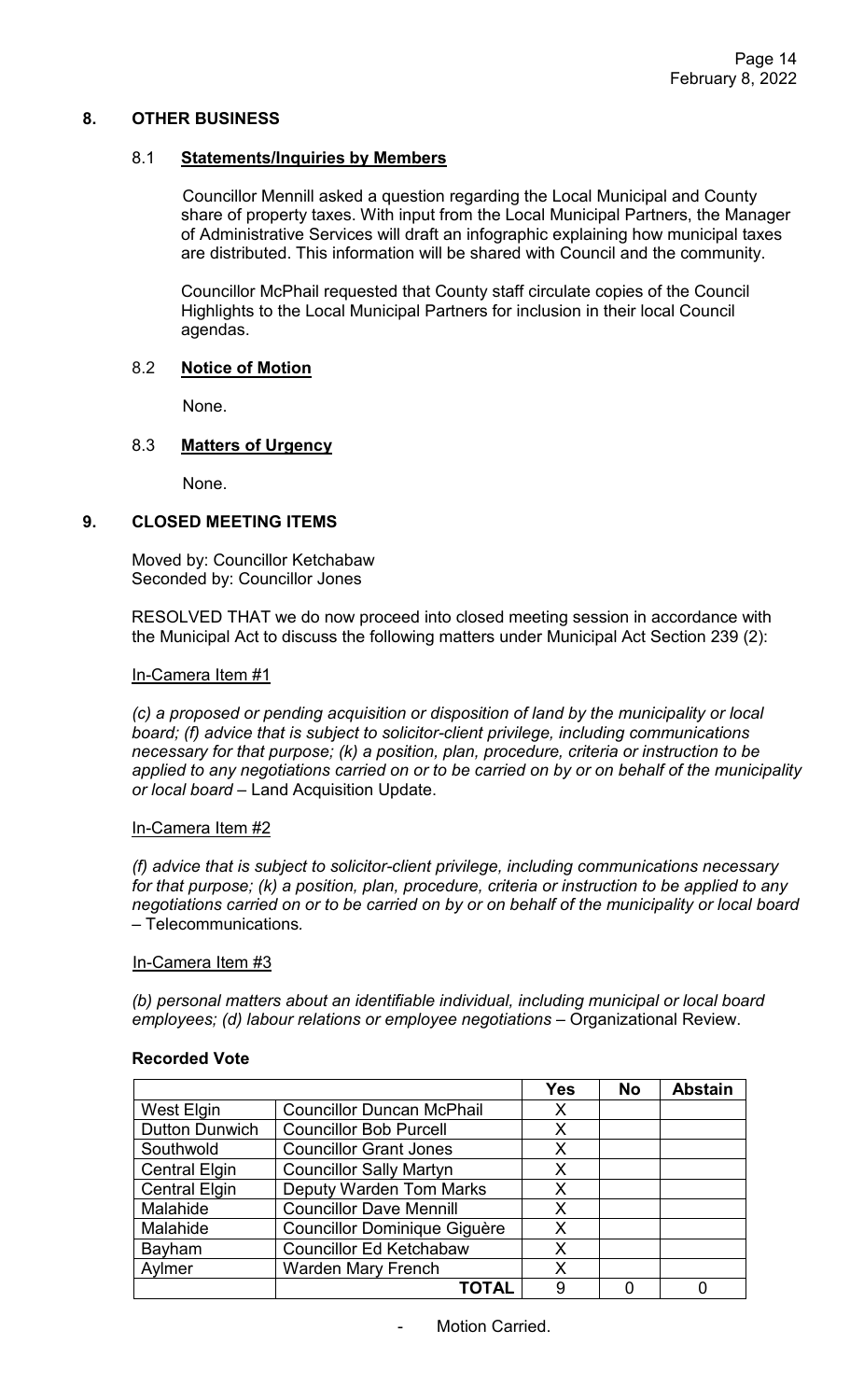## 8. OTHER BUSINESS

### 8.1 **Statements/Inquiries by Members**

Councillor Mennill asked a question regarding the Local Municipal and County share of property taxes. With input from the Local Municipal Partners, the Manager of Administrative Services will draft an infographic explaining how municipal taxes are distributed. This information will be shared with Council and the community.

Councillor McPhail requested that County staff circulate copies of the Council Highlights to the Local Municipal Partners for inclusion in their local Council agendas.

### 8.2 **Notice of Motion**

None.

### 8.3 **Matters of Urgency**

None.

## 9. CLOSED MEETING ITEMS

Moved by: Councillor Ketchabaw
Seconded by: Councillor Jones

RESOLVED THAT we do now proceed into closed meeting session in accordance with the Municipal Act to discuss the following matters under Municipal Act Section 239 (2):

In-Camera Item #1

*(c) a proposed or pending acquisition or disposition of land by the municipality or local board; (f) advice that is subject to solicitor-client privilege, including communications necessary for that purpose; (k) a position, plan, procedure, criteria or instruction to be applied to any negotiations carried on or to be carried on by or on behalf of the municipality or local board* – Land Acquisition Update.

In-Camera Item #2

*(f) advice that is subject to solicitor-client privilege, including communications necessary for that purpose; (k) a position, plan, procedure, criteria or instruction to be applied to any negotiations carried on or to be carried on by or on behalf of the municipality or local board* – Telecommunications.

In-Camera Item #3

*(b) personal matters about an identifiable individual, including municipal or local board employees; (d) labour relations or employee negotiations* – Organizational Review.

**Recorded Vote**

| | | Yes | No | Abstain |
|---|---|---|---|---|
| West Elgin | Councillor Duncan McPhail | X | | |
| Dutton Dunwich | Councillor Bob Purcell | X | | |
| Southwold | Councillor Grant Jones | X | | |
| Central Elgin | Councillor Sally Martyn | X | | |
| Central Elgin | Deputy Warden Tom Marks | X | | |
| Malahide | Councillor Dave Mennill | X | | |
| Malahide | Councillor Dominique Giguère | X | | |
| Bayham | Councillor Ed Ketchabaw | X | | |
| Aylmer | Warden Mary French | X | | |
| | **TOTAL** | 9 | 0 | 0 |

- Motion Carried.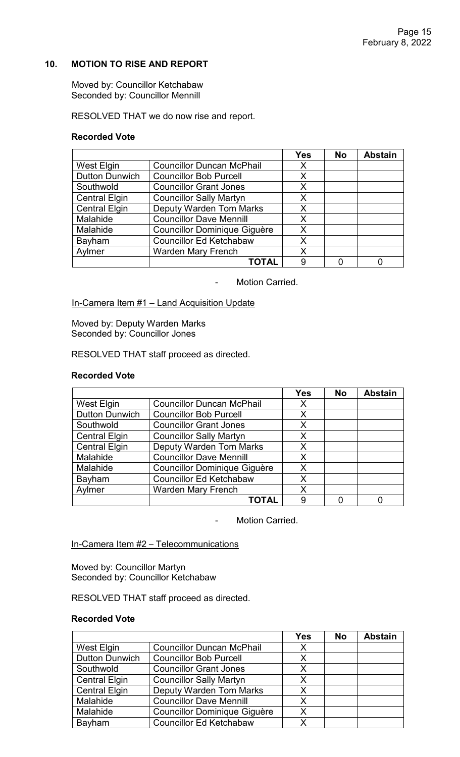## 10. MOTION TO RISE AND REPORT

Moved by: Councillor Ketchabaw
Seconded by: Councillor Mennill

RESOLVED THAT we do now rise and report.

**Recorded Vote**

| | | Yes | No | Abstain |
|---|---|---|---|---|
| West Elgin | Councillor Duncan McPhail | X | | |
| Dutton Dunwich | Councillor Bob Purcell | X | | |
| Southwold | Councillor Grant Jones | X | | |
| Central Elgin | Councillor Sally Martyn | X | | |
| Central Elgin | Deputy Warden Tom Marks | X | | |
| Malahide | Councillor Dave Mennill | X | | |
| Malahide | Councillor Dominique Giguère | X | | |
| Bayham | Councillor Ed Ketchabaw | X | | |
| Aylmer | Warden Mary French | X | | |
| | **TOTAL** | 9 | 0 | 0 |

- Motion Carried.

In-Camera Item #1 – Land Acquisition Update

Moved by: Deputy Warden Marks
Seconded by: Councillor Jones

RESOLVED THAT staff proceed as directed.

**Recorded Vote**

| | | Yes | No | Abstain |
|---|---|---|---|---|
| West Elgin | Councillor Duncan McPhail | X | | |
| Dutton Dunwich | Councillor Bob Purcell | X | | |
| Southwold | Councillor Grant Jones | X | | |
| Central Elgin | Councillor Sally Martyn | X | | |
| Central Elgin | Deputy Warden Tom Marks | X | | |
| Malahide | Councillor Dave Mennill | X | | |
| Malahide | Councillor Dominique Giguère | X | | |
| Bayham | Councillor Ed Ketchabaw | X | | |
| Aylmer | Warden Mary French | X | | |
| | **TOTAL** | 9 | 0 | 0 |

- Motion Carried.

In-Camera Item #2 – Telecommunications

Moved by: Councillor Martyn
Seconded by: Councillor Ketchabaw

RESOLVED THAT staff proceed as directed.

**Recorded Vote**

| | | Yes | No | Abstain |
|---|---|---|---|---|
| West Elgin | Councillor Duncan McPhail | X | | |
| Dutton Dunwich | Councillor Bob Purcell | X | | |
| Southwold | Councillor Grant Jones | X | | |
| Central Elgin | Councillor Sally Martyn | X | | |
| Central Elgin | Deputy Warden Tom Marks | X | | |
| Malahide | Councillor Dave Mennill | X | | |
| Malahide | Councillor Dominique Giguère | X | | |
| Bayham | Councillor Ed Ketchabaw | X | | |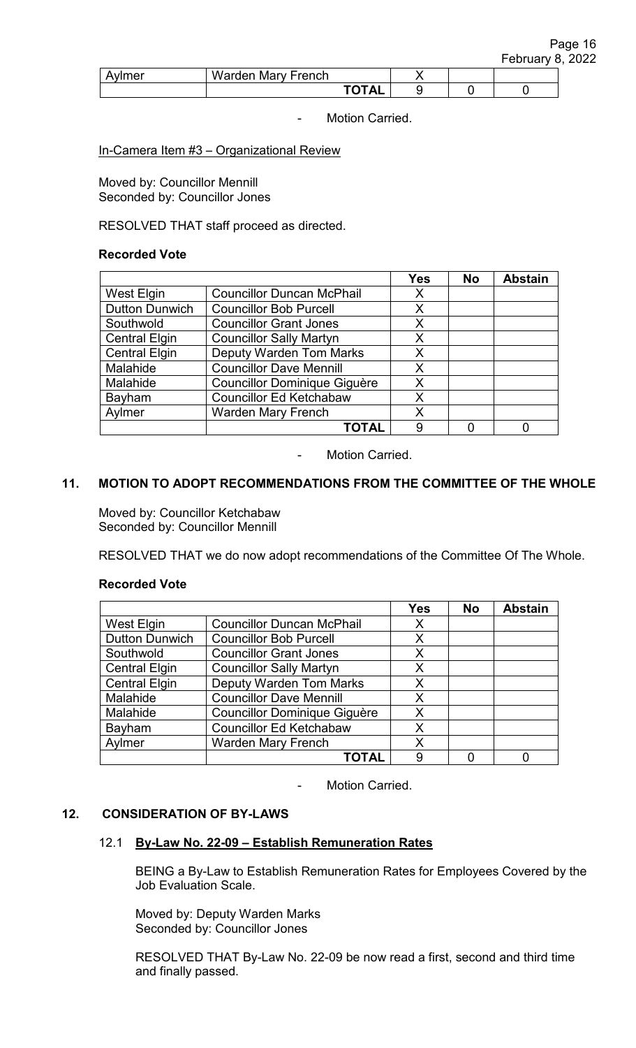| | | Yes | No | Abstain |
|---|---|---|---|---|
| Aylmer | Warden Mary French | X | | |
| | **TOTAL** | 9 | 0 | 0 |

- Motion Carried.

In-Camera Item #3 – Organizational Review

Moved by: Councillor Mennill
Seconded by: Councillor Jones

RESOLVED THAT staff proceed as directed.

**Recorded Vote**

| | | Yes | No | Abstain |
|---|---|---|---|---|
| West Elgin | Councillor Duncan McPhail | X | | |
| Dutton Dunwich | Councillor Bob Purcell | X | | |
| Southwold | Councillor Grant Jones | X | | |
| Central Elgin | Councillor Sally Martyn | X | | |
| Central Elgin | Deputy Warden Tom Marks | X | | |
| Malahide | Councillor Dave Mennill | X | | |
| Malahide | Councillor Dominique Giguère | X | | |
| Bayham | Councillor Ed Ketchabaw | X | | |
| Aylmer | Warden Mary French | X | | |
| | **TOTAL** | 9 | 0 | 0 |

- Motion Carried.

## 11. MOTION TO ADOPT RECOMMENDATIONS FROM THE COMMITTEE OF THE WHOLE

Moved by: Councillor Ketchabaw
Seconded by: Councillor Mennill

RESOLVED THAT we do now adopt recommendations of the Committee Of The Whole.

**Recorded Vote**

| | | Yes | No | Abstain |
|---|---|---|---|---|
| West Elgin | Councillor Duncan McPhail | X | | |
| Dutton Dunwich | Councillor Bob Purcell | X | | |
| Southwold | Councillor Grant Jones | X | | |
| Central Elgin | Councillor Sally Martyn | X | | |
| Central Elgin | Deputy Warden Tom Marks | X | | |
| Malahide | Councillor Dave Mennill | X | | |
| Malahide | Councillor Dominique Giguère | X | | |
| Bayham | Councillor Ed Ketchabaw | X | | |
| Aylmer | Warden Mary French | X | | |
| | **TOTAL** | 9 | 0 | 0 |

- Motion Carried.

## 12. CONSIDERATION OF BY-LAWS

### 12.1 By-Law No. 22-09 – Establish Remuneration Rates

BEING a By-Law to Establish Remuneration Rates for Employees Covered by the Job Evaluation Scale.

Moved by: Deputy Warden Marks
Seconded by: Councillor Jones

RESOLVED THAT By-Law No. 22-09 be now read a first, second and third time and finally passed.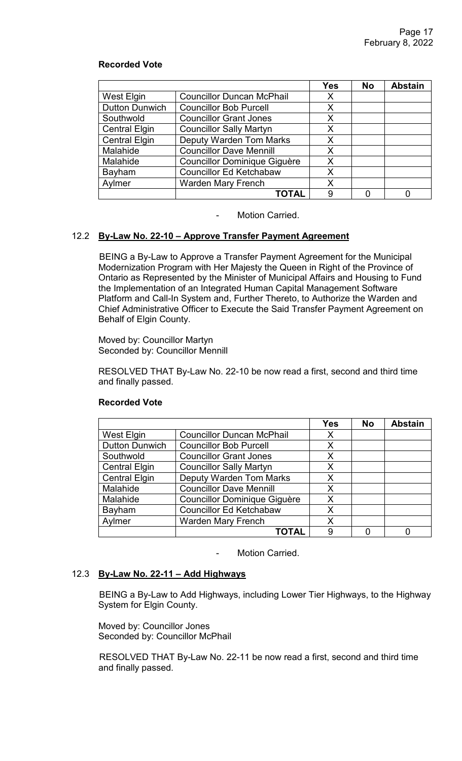**Recorded Vote**

| | | Yes | No | Abstain |
|---|---|---|---|---|
| West Elgin | Councillor Duncan McPhail | X | | |
| Dutton Dunwich | Councillor Bob Purcell | X | | |
| Southwold | Councillor Grant Jones | X | | |
| Central Elgin | Councillor Sally Martyn | X | | |
| Central Elgin | Deputy Warden Tom Marks | X | | |
| Malahide | Councillor Dave Mennill | X | | |
| Malahide | Councillor Dominique Giguère | X | | |
| Bayham | Councillor Ed Ketchabaw | X | | |
| Aylmer | Warden Mary French | X | | |
| | **TOTAL** | 9 | 0 | 0 |

- Motion Carried.

### 12.2 **By-Law No. 22-10 – Approve Transfer Payment Agreement**

BEING a By-Law to Approve a Transfer Payment Agreement for the Municipal Modernization Program with Her Majesty the Queen in Right of the Province of Ontario as Represented by the Minister of Municipal Affairs and Housing to Fund the Implementation of an Integrated Human Capital Management Software Platform and Call-In System and, Further Thereto, to Authorize the Warden and Chief Administrative Officer to Execute the Said Transfer Payment Agreement on Behalf of Elgin County.

Moved by: Councillor Martyn
Seconded by: Councillor Mennill

RESOLVED THAT By-Law No. 22-10 be now read a first, second and third time and finally passed.

**Recorded Vote**

| | | Yes | No | Abstain |
|---|---|---|---|---|
| West Elgin | Councillor Duncan McPhail | X | | |
| Dutton Dunwich | Councillor Bob Purcell | X | | |
| Southwold | Councillor Grant Jones | X | | |
| Central Elgin | Councillor Sally Martyn | X | | |
| Central Elgin | Deputy Warden Tom Marks | X | | |
| Malahide | Councillor Dave Mennill | X | | |
| Malahide | Councillor Dominique Giguère | X | | |
| Bayham | Councillor Ed Ketchabaw | X | | |
| Aylmer | Warden Mary French | X | | |
| | **TOTAL** | 9 | 0 | 0 |

- Motion Carried.

### 12.3 **By-Law No. 22-11 – Add Highways**

BEING a By-Law to Add Highways, including Lower Tier Highways, to the Highway System for Elgin County.

Moved by: Councillor Jones
Seconded by: Councillor McPhail

RESOLVED THAT By-Law No. 22-11 be now read a first, second and third time and finally passed.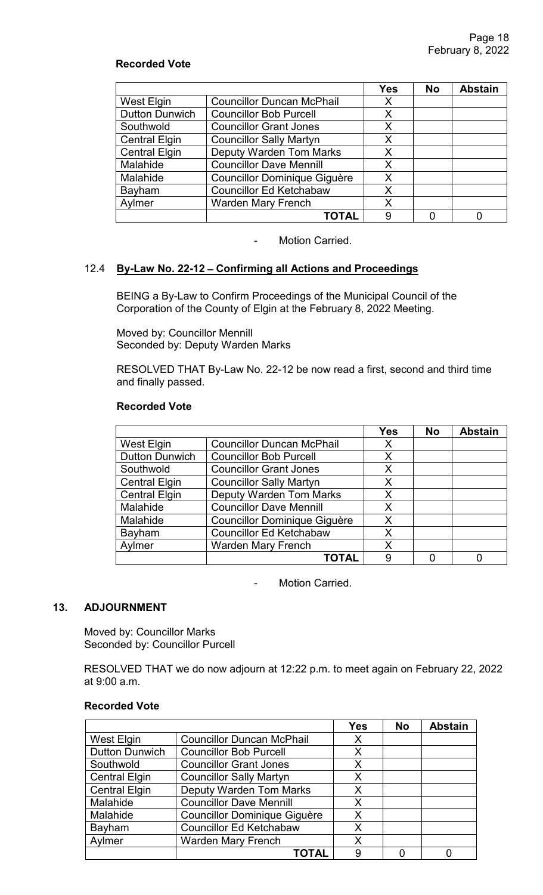**Recorded Vote**

| | | Yes | No | Abstain |
|---|---|---|---|---|
| West Elgin | Councillor Duncan McPhail | X | | |
| Dutton Dunwich | Councillor Bob Purcell | X | | |
| Southwold | Councillor Grant Jones | X | | |
| Central Elgin | Councillor Sally Martyn | X | | |
| Central Elgin | Deputy Warden Tom Marks | X | | |
| Malahide | Councillor Dave Mennill | X | | |
| Malahide | Councillor Dominique Giguère | X | | |
| Bayham | Councillor Ed Ketchabaw | X | | |
| Aylmer | Warden Mary French | X | | |
| | **TOTAL** | 9 | 0 | 0 |

- Motion Carried.

### 12.4 By-Law No. 22-12 – Confirming all Actions and Proceedings

BEING a By-Law to Confirm Proceedings of the Municipal Council of the Corporation of the County of Elgin at the February 8, 2022 Meeting.

Moved by: Councillor Mennill
Seconded by: Deputy Warden Marks

RESOLVED THAT By-Law No. 22-12 be now read a first, second and third time and finally passed.

**Recorded Vote**

| | | Yes | No | Abstain |
|---|---|---|---|---|
| West Elgin | Councillor Duncan McPhail | X | | |
| Dutton Dunwich | Councillor Bob Purcell | X | | |
| Southwold | Councillor Grant Jones | X | | |
| Central Elgin | Councillor Sally Martyn | X | | |
| Central Elgin | Deputy Warden Tom Marks | X | | |
| Malahide | Councillor Dave Mennill | X | | |
| Malahide | Councillor Dominique Giguère | X | | |
| Bayham | Councillor Ed Ketchabaw | X | | |
| Aylmer | Warden Mary French | X | | |
| | **TOTAL** | 9 | 0 | 0 |

- Motion Carried.

## 13. ADJOURNMENT

Moved by: Councillor Marks
Seconded by: Councillor Purcell

RESOLVED THAT we do now adjourn at 12:22 p.m. to meet again on February 22, 2022 at 9:00 a.m.

**Recorded Vote**

| | | Yes | No | Abstain |
|---|---|---|---|---|
| West Elgin | Councillor Duncan McPhail | X | | |
| Dutton Dunwich | Councillor Bob Purcell | X | | |
| Southwold | Councillor Grant Jones | X | | |
| Central Elgin | Councillor Sally Martyn | X | | |
| Central Elgin | Deputy Warden Tom Marks | X | | |
| Malahide | Councillor Dave Mennill | X | | |
| Malahide | Councillor Dominique Giguère | X | | |
| Bayham | Councillor Ed Ketchabaw | X | | |
| Aylmer | Warden Mary French | X | | |
| | **TOTAL** | 9 | 0 | 0 |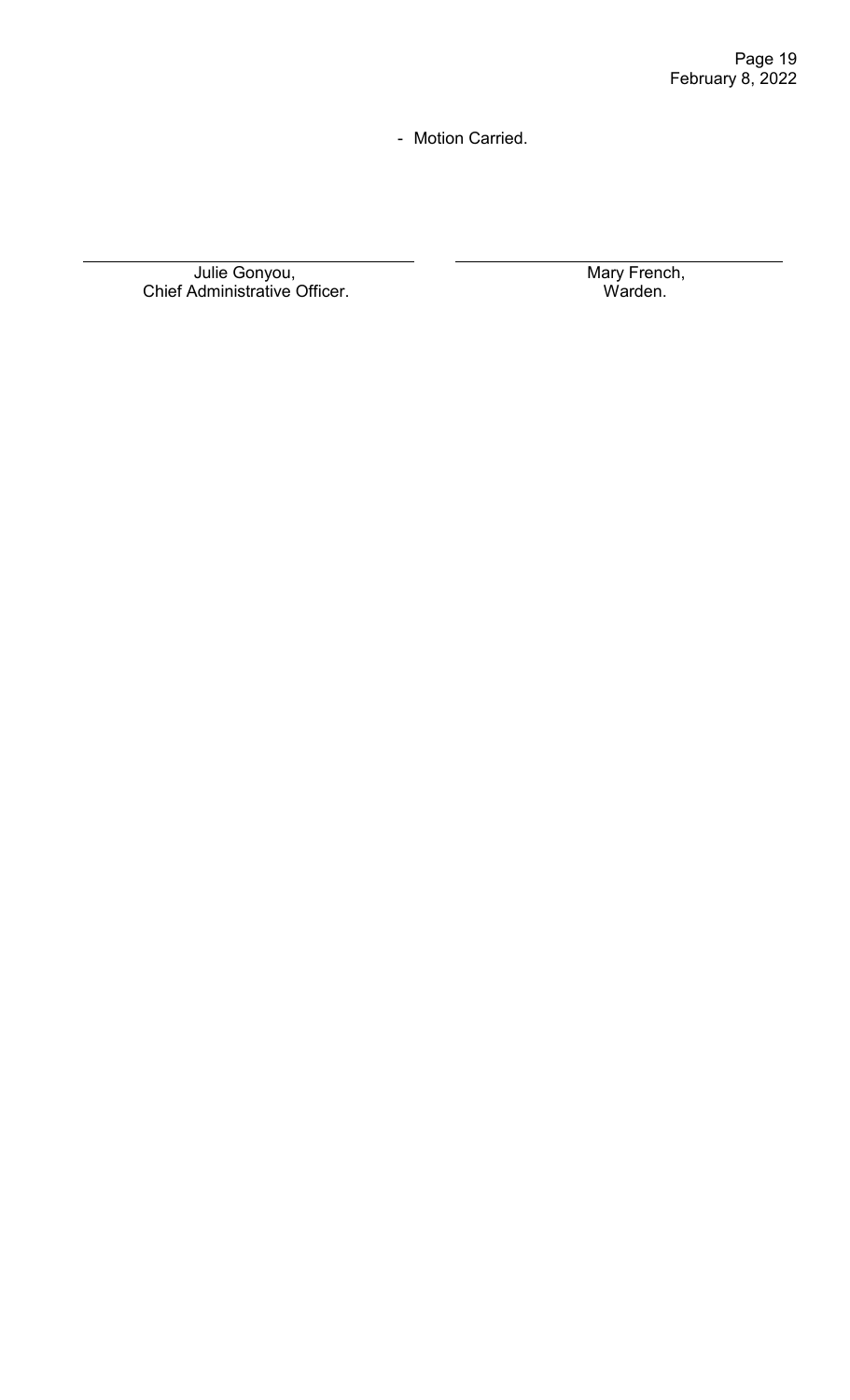- Motion Carried.

| | |
|---|---|
| Julie Gonyou,<br>Chief Administrative Officer. | Mary French,<br>Warden. |